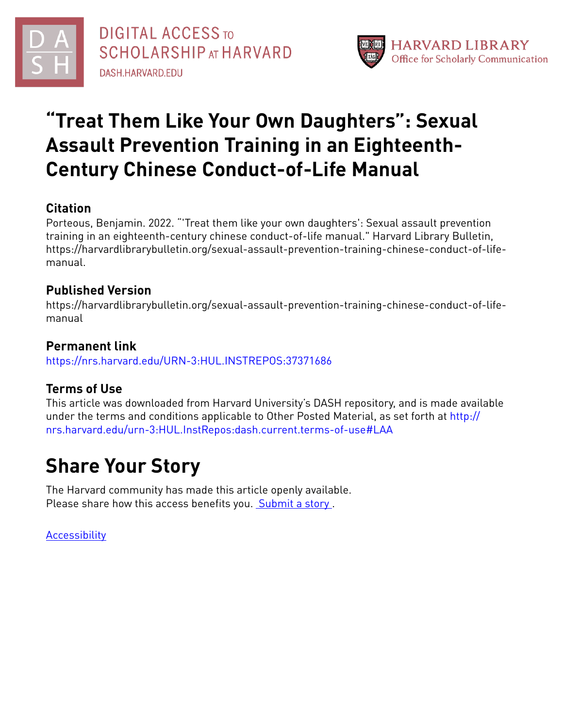DIGITAL ACCESS TO SCHOLARSHIP AT HARVARD
DASH.HARVARD.EDU

HARVARD LIBRARY
Office for Scholarly Communication

# “Treat Them Like Your Own Daughters”: Sexual Assault Prevention Training in an Eighteenth-Century Chinese Conduct-of-Life Manual

## Citation

Porteous, Benjamin. 2022. “'Treat them like your own daughters': Sexual assault prevention training in an eighteenth-century chinese conduct-of-life manual." Harvard Library Bulletin, https://harvardlibrarybulletin.org/sexual-assault-prevention-training-chinese-conduct-of-life-manual.

## Published Version

https://harvardlibrarybulletin.org/sexual-assault-prevention-training-chinese-conduct-of-life-manual

## Permanent link

https://nrs.harvard.edu/URN-3:HUL.INSTREPOS:37371686

## Terms of Use

This article was downloaded from Harvard University’s DASH repository, and is made available under the terms and conditions applicable to Other Posted Material, as set forth at http://nrs.harvard.edu/urn-3:HUL.InstRepos:dash.current.terms-of-use#LAA

# Share Your Story

The Harvard community has made this article openly available.
Please share how this access benefits you. Submit a story .

Accessibility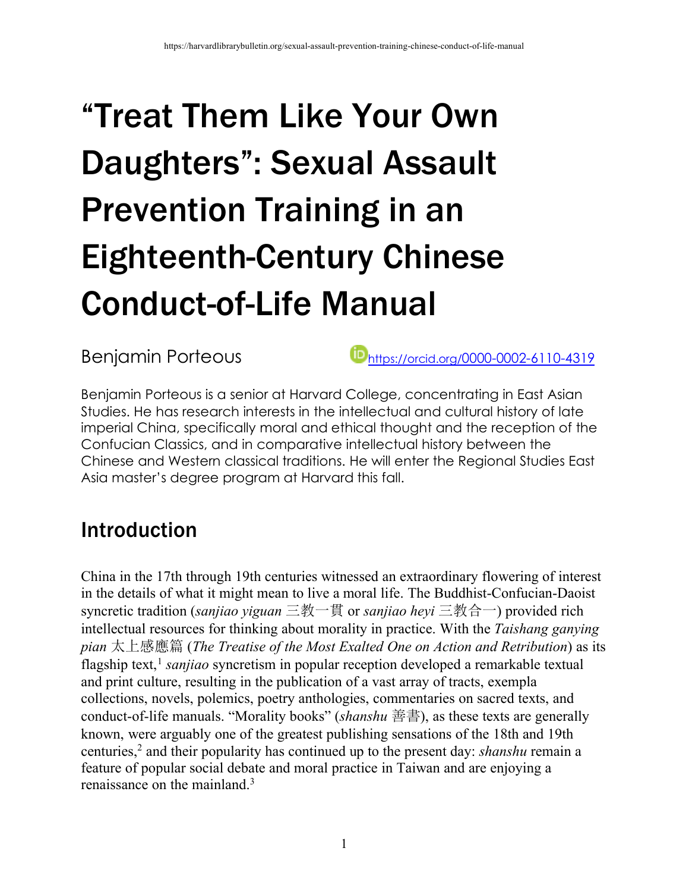# "Treat Them Like Your Own Daughters": Sexual Assault Prevention Training in an Eighteenth-Century Chinese Conduct-of-Life Manual

Benjamin Porteous https://orcid.org/0000-0002-6110-4319

Benjamin Porteous is a senior at Harvard College, concentrating in East Asian Studies. He has research interests in the intellectual and cultural history of late imperial China, specifically moral and ethical thought and the reception of the Confucian Classics, and in comparative intellectual history between the Chinese and Western classical traditions. He will enter the Regional Studies East Asia master's degree program at Harvard this fall.

## Introduction

China in the 17th through 19th centuries witnessed an extraordinary flowering of interest in the details of what it might mean to live a moral life. The Buddhist-Confucian-Daoist syncretic tradition (*sanjiao yiguan* 三教一貫 or *sanjiao heyi* 三教合一) provided rich intellectual resources for thinking about morality in practice. With the *Taishang ganying pian* 太上感應篇 (*The Treatise of the Most Exalted One on Action and Retribution*) as its flagship text,[1] *sanjiao* syncretism in popular reception developed a remarkable textual and print culture, resulting in the publication of a vast array of tracts, exempla collections, novels, polemics, poetry anthologies, commentaries on sacred texts, and conduct-of-life manuals. "Morality books" (*shanshu* 善書), as these texts are generally known, were arguably one of the greatest publishing sensations of the 18th and 19th centuries,[2] and their popularity has continued up to the present day: *shanshu* remain a feature of popular social debate and moral practice in Taiwan and are enjoying a renaissance on the mainland.[3]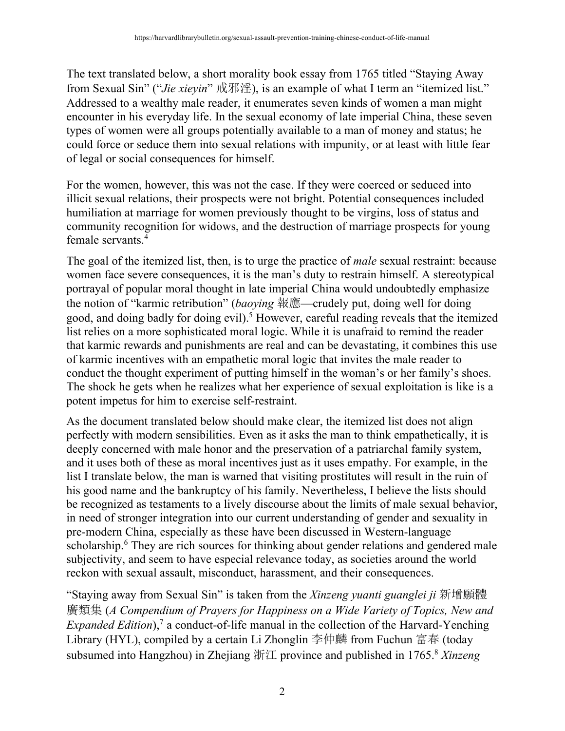The text translated below, a short morality book essay from 1765 titled "Staying Away from Sexual Sin" ("*Jie xieyin*" 戒邪淫), is an example of what I term an "itemized list." Addressed to a wealthy male reader, it enumerates seven kinds of women a man might encounter in his everyday life. In the sexual economy of late imperial China, these seven types of women were all groups potentially available to a man of money and status; he could force or seduce them into sexual relations with impunity, or at least with little fear of legal or social consequences for himself.

For the women, however, this was not the case. If they were coerced or seduced into illicit sexual relations, their prospects were not bright. Potential consequences included humiliation at marriage for women previously thought to be virgins, loss of status and community recognition for widows, and the destruction of marriage prospects for young female servants.[4]

The goal of the itemized list, then, is to urge the practice of *male* sexual restraint: because women face severe consequences, it is the man's duty to restrain himself. A stereotypical portrayal of popular moral thought in late imperial China would undoubtedly emphasize the notion of "karmic retribution" (*baoying* 報應—crudely put, doing well for doing good, and doing badly for doing evil).[5] However, careful reading reveals that the itemized list relies on a more sophisticated moral logic. While it is unafraid to remind the reader that karmic rewards and punishments are real and can be devastating, it combines this use of karmic incentives with an empathetic moral logic that invites the male reader to conduct the thought experiment of putting himself in the woman's or her family's shoes. The shock he gets when he realizes what her experience of sexual exploitation is like is a potent impetus for him to exercise self-restraint.

As the document translated below should make clear, the itemized list does not align perfectly with modern sensibilities. Even as it asks the man to think empathetically, it is deeply concerned with male honor and the preservation of a patriarchal family system, and it uses both of these as moral incentives just as it uses empathy. For example, in the list I translate below, the man is warned that visiting prostitutes will result in the ruin of his good name and the bankruptcy of his family. Nevertheless, I believe the lists should be recognized as testaments to a lively discourse about the limits of male sexual behavior, in need of stronger integration into our current understanding of gender and sexuality in pre-modern China, especially as these have been discussed in Western-language scholarship.[6] They are rich sources for thinking about gender relations and gendered male subjectivity, and seem to have especial relevance today, as societies around the world reckon with sexual assault, misconduct, harassment, and their consequences.

"Staying away from Sexual Sin" is taken from the *Xinzeng yuanti guanglei ji* 新增願體廣類集 (*A Compendium of Prayers for Happiness on a Wide Variety of Topics, New and Expanded Edition*),[7] a conduct-of-life manual in the collection of the Harvard-Yenching Library (HYL), compiled by a certain Li Zhonglin 李仲麟 from Fuchun 富春 (today subsumed into Hangzhou) in Zhejiang 浙江 province and published in 1765.[8] *Xinzeng*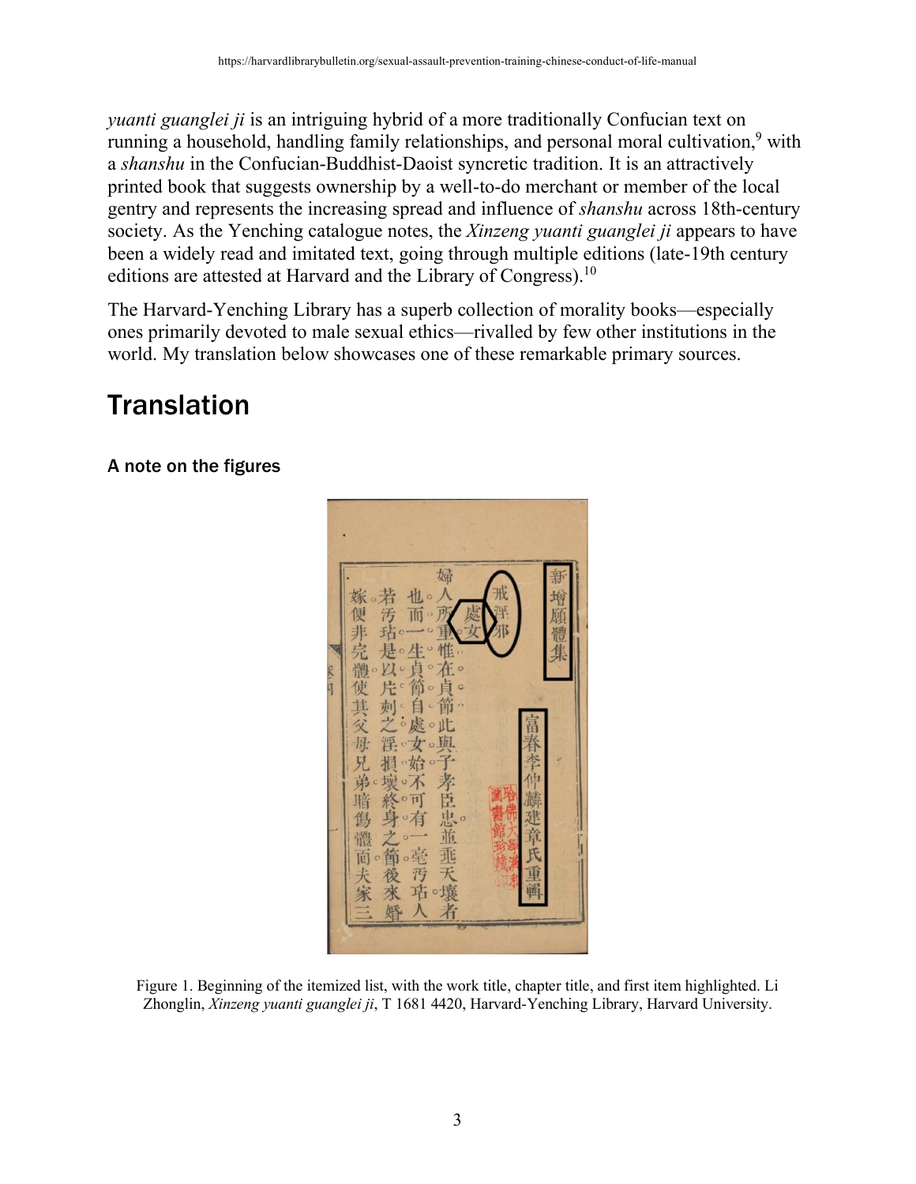*yuanti guanglei ji* is an intriguing hybrid of a more traditionally Confucian text on running a household, handling family relationships, and personal moral cultivation,[9] with a *shanshu* in the Confucian-Buddhist-Daoist syncretic tradition. It is an attractively printed book that suggests ownership by a well-to-do merchant or member of the local gentry and represents the increasing spread and influence of *shanshu* across 18th-century society. As the Yenching catalogue notes, the *Xinzeng yuanti guanglei ji* appears to have been a widely read and imitated text, going through multiple editions (late-19th century editions are attested at Harvard and the Library of Congress).[10]

The Harvard-Yenching Library has a superb collection of morality books—especially ones primarily devoted to male sexual ethics—rivalled by few other institutions in the world. My translation below showcases one of these remarkable primary sources.

## Translation

### A note on the figures

Figure 1. Beginning of the itemized list, with the work title, chapter title, and first item highlighted. Li Zhonglin, *Xinzeng yuanti guanglei ji*, T 1681 4420, Harvard-Yenching Library, Harvard University.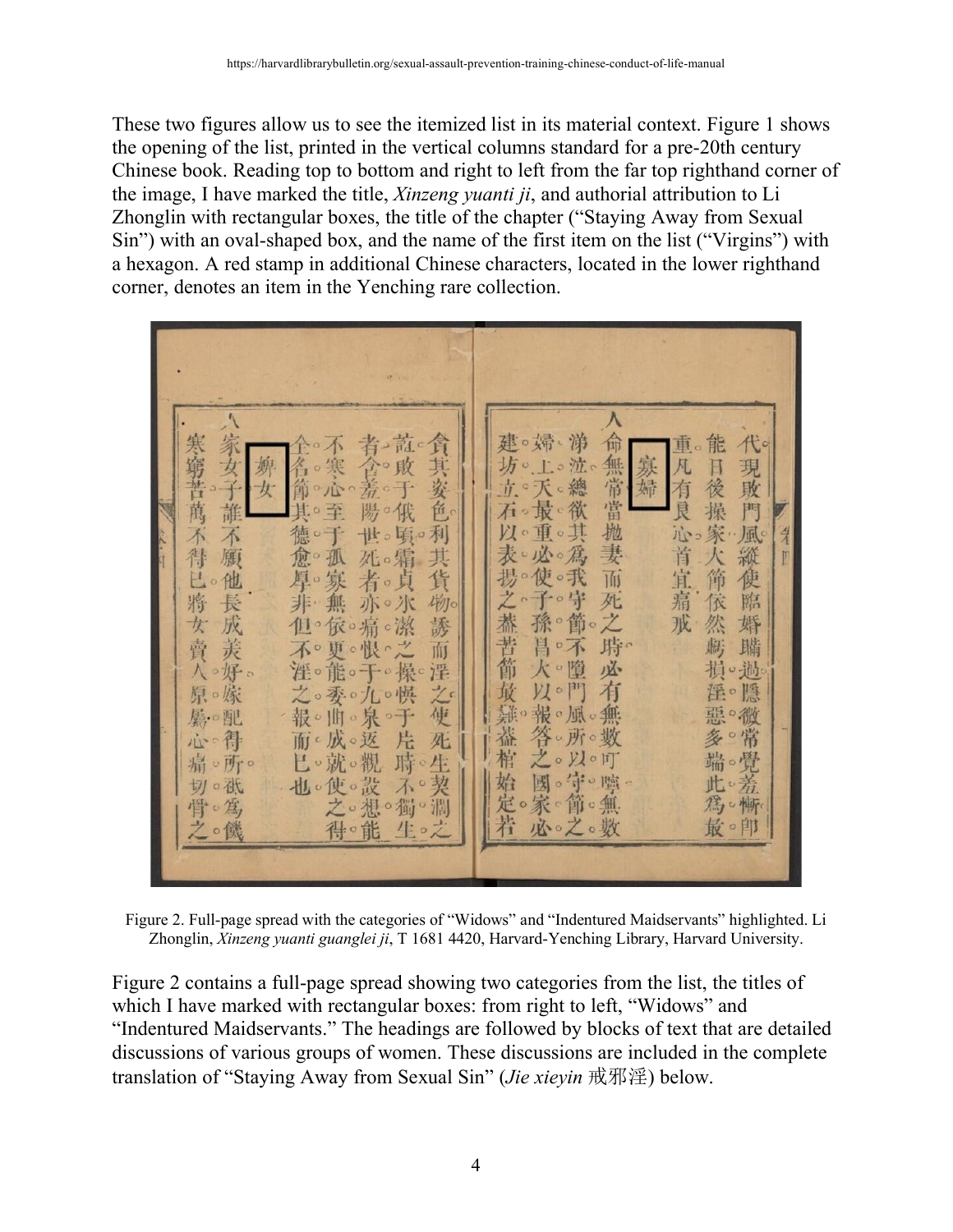These two figures allow us to see the itemized list in its material context. Figure 1 shows the opening of the list, printed in the vertical columns standard for a pre-20th century Chinese book. Reading top to bottom and right to left from the far top righthand corner of the image, I have marked the title, *Xinzeng yuanti ji*, and authorial attribution to Li Zhonglin with rectangular boxes, the title of the chapter ("Staying Away from Sexual Sin") with an oval-shaped box, and the name of the first item on the list ("Virgins") with a hexagon. A red stamp in additional Chinese characters, located in the lower righthand corner, denotes an item in the Yenching rare collection.

Figure 2. Full-page spread with the categories of "Widows" and "Indentured Maidservants" highlighted. Li Zhonglin, *Xinzeng yuanti guanglei ji*, T 1681 4420, Harvard-Yenching Library, Harvard University.

Figure 2 contains a full-page spread showing two categories from the list, the titles of which I have marked with rectangular boxes: from right to left, "Widows" and "Indentured Maidservants." The headings are followed by blocks of text that are detailed discussions of various groups of women. These discussions are included in the complete translation of "Staying Away from Sexual Sin" (*Jie xieyin* 戒邪淫) below.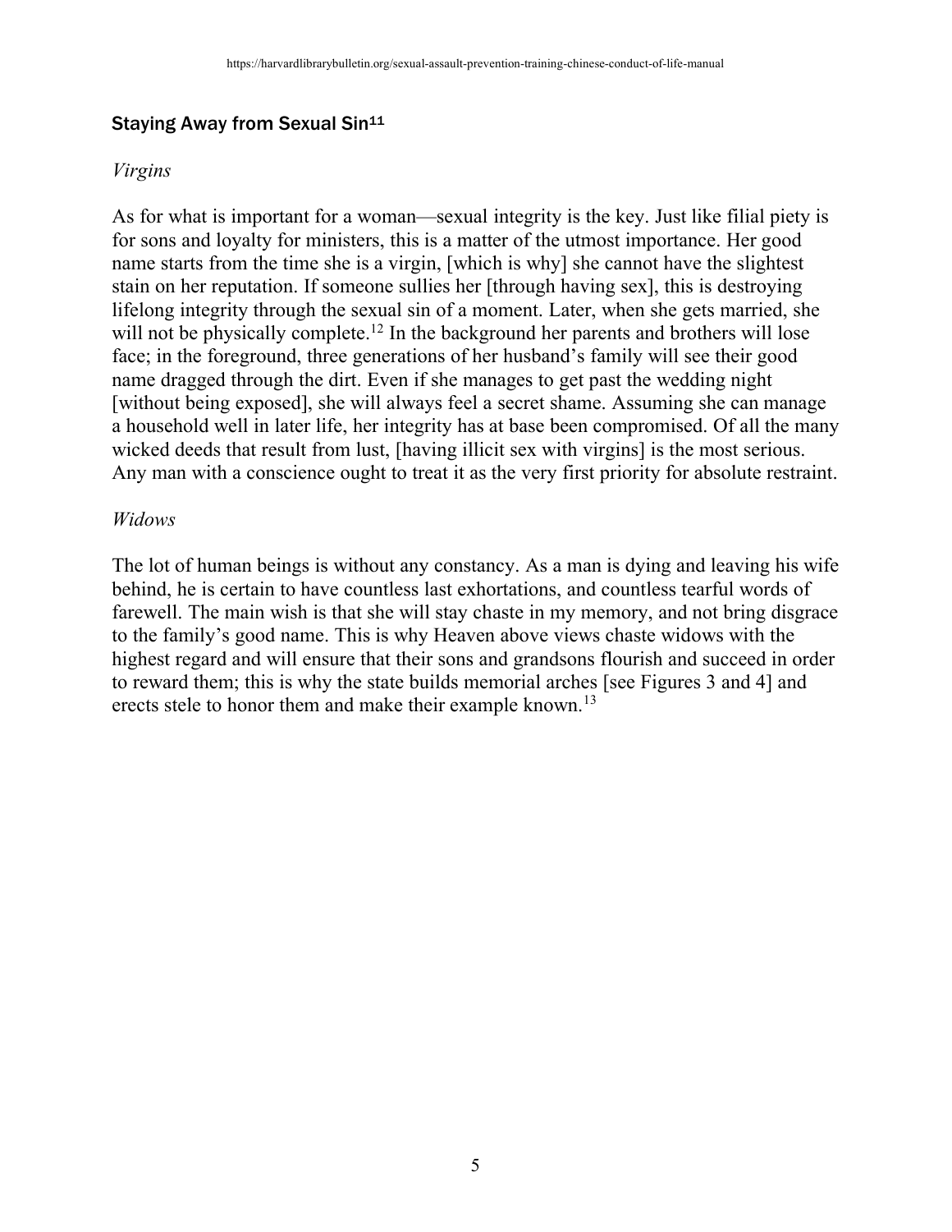## Staying Away from Sexual Sin[11]

*Virgins*

As for what is important for a woman—sexual integrity is the key. Just like filial piety is for sons and loyalty for ministers, this is a matter of the utmost importance. Her good name starts from the time she is a virgin, [which is why] she cannot have the slightest stain on her reputation. If someone sullies her [through having sex], this is destroying lifelong integrity through the sexual sin of a moment. Later, when she gets married, she will not be physically complete.[12] In the background her parents and brothers will lose face; in the foreground, three generations of her husband's family will see their good name dragged through the dirt. Even if she manages to get past the wedding night [without being exposed], she will always feel a secret shame. Assuming she can manage a household well in later life, her integrity has at base been compromised. Of all the many wicked deeds that result from lust, [having illicit sex with virgins] is the most serious. Any man with a conscience ought to treat it as the very first priority for absolute restraint.

*Widows*

The lot of human beings is without any constancy. As a man is dying and leaving his wife behind, he is certain to have countless last exhortations, and countless tearful words of farewell. The main wish is that she will stay chaste in my memory, and not bring disgrace to the family's good name. This is why Heaven above views chaste widows with the highest regard and will ensure that their sons and grandsons flourish and succeed in order to reward them; this is why the state builds memorial arches [see Figures 3 and 4] and erects stele to honor them and make their example known.[13]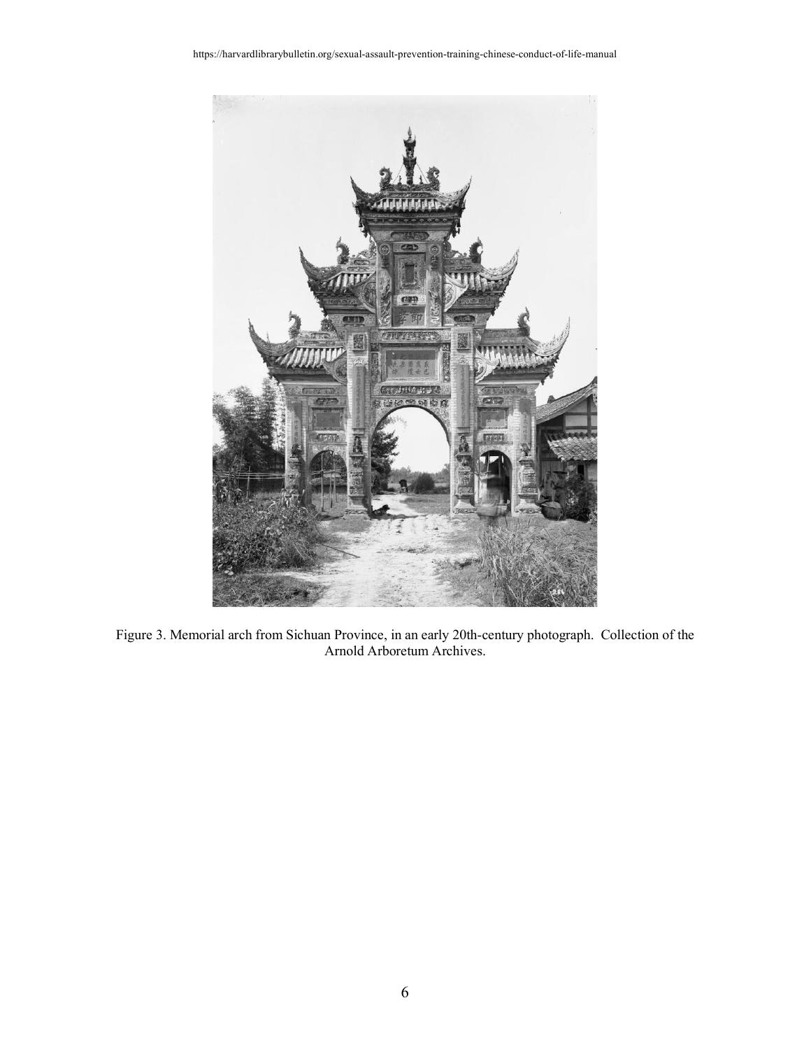Figure 3. Memorial arch from Sichuan Province, in an early 20th-century photograph. Collection of the Arnold Arboretum Archives.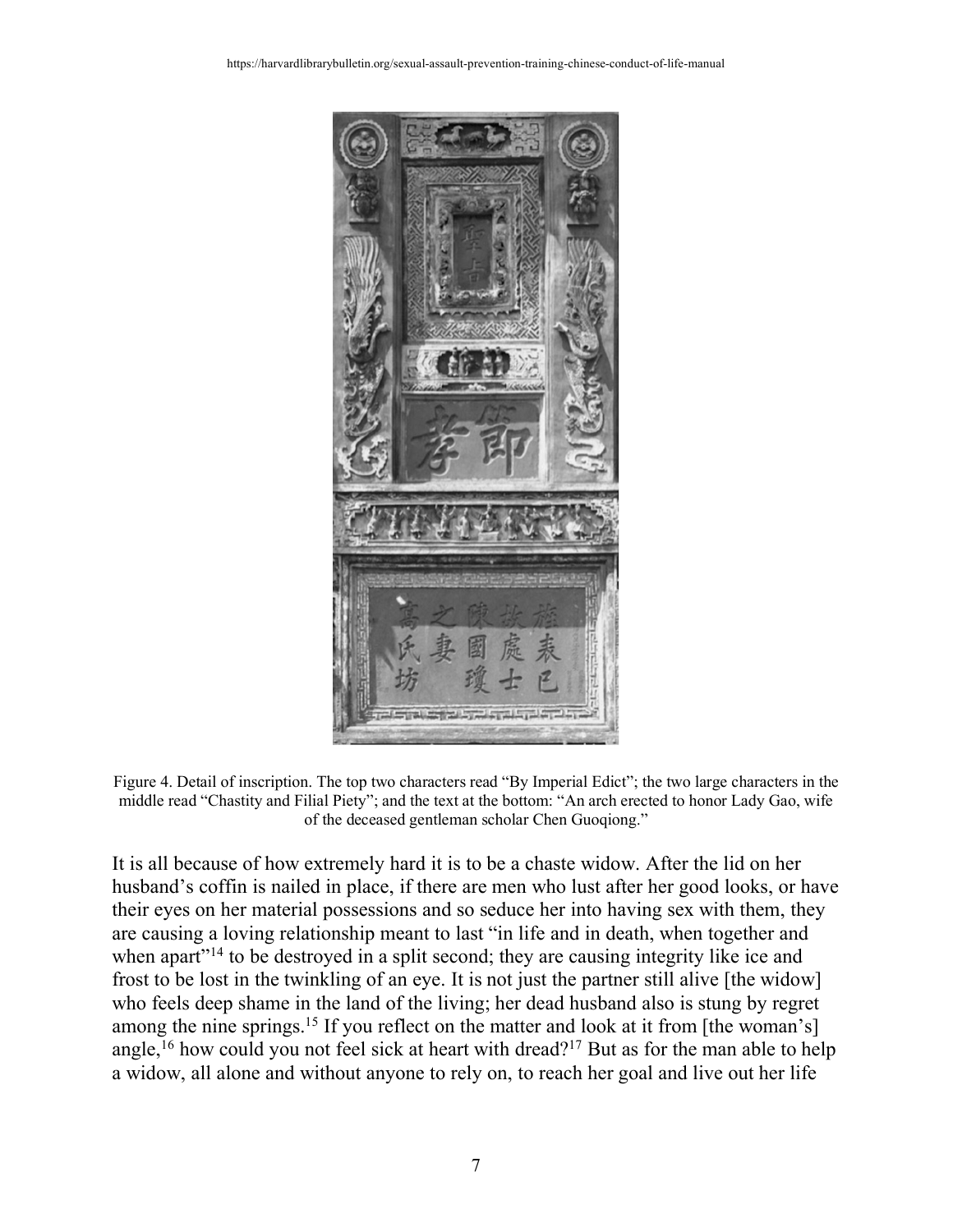Figure 4. Detail of inscription. The top two characters read “By Imperial Edict”; the two large characters in the middle read “Chastity and Filial Piety”; and the text at the bottom: “An arch erected to honor Lady Gao, wife of the deceased gentleman scholar Chen Guoqiong.”

It is all because of how extremely hard it is to be a chaste widow. After the lid on her husband’s coffin is nailed in place, if there are men who lust after her good looks, or have their eyes on her material possessions and so seduce her into having sex with them, they are causing a loving relationship meant to last “in life and in death, when together and when apart”[14] to be destroyed in a split second; they are causing integrity like ice and frost to be lost in the twinkling of an eye. It is not just the partner still alive [the widow] who feels deep shame in the land of the living; her dead husband also is stung by regret among the nine springs.[15] If you reflect on the matter and look at it from [the woman’s] angle,[16] how could you not feel sick at heart with dread?[17] But as for the man able to help a widow, all alone and without anyone to rely on, to reach her goal and live out her life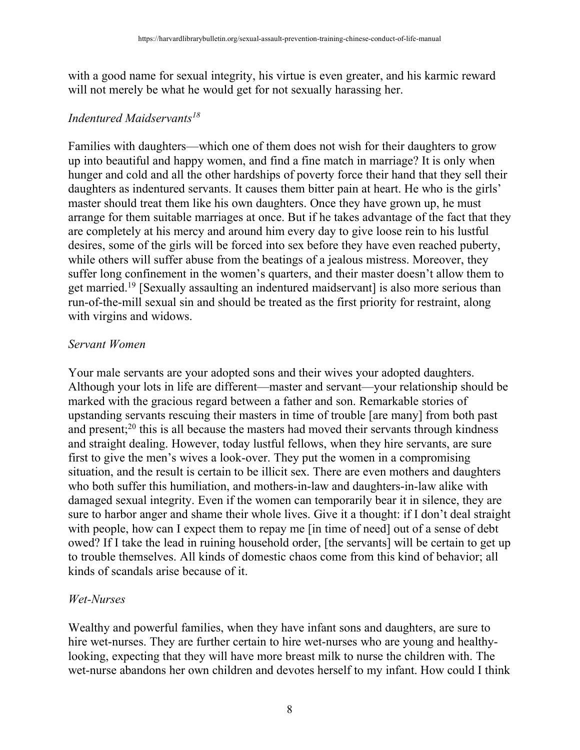with a good name for sexual integrity, his virtue is even greater, and his karmic reward will not merely be what he would get for not sexually harassing her.

*Indentured Maidservants*[18]

Families with daughters—which one of them does not wish for their daughters to grow up into beautiful and happy women, and find a fine match in marriage? It is only when hunger and cold and all the other hardships of poverty force their hand that they sell their daughters as indentured servants. It causes them bitter pain at heart. He who is the girls' master should treat them like his own daughters. Once they have grown up, he must arrange for them suitable marriages at once. But if he takes advantage of the fact that they are completely at his mercy and around him every day to give loose rein to his lustful desires, some of the girls will be forced into sex before they have even reached puberty, while others will suffer abuse from the beatings of a jealous mistress. Moreover, they suffer long confinement in the women's quarters, and their master doesn't allow them to get married.[19] [Sexually assaulting an indentured maidservant] is also more serious than run-of-the-mill sexual sin and should be treated as the first priority for restraint, along with virgins and widows.

*Servant Women*

Your male servants are your adopted sons and their wives your adopted daughters. Although your lots in life are different—master and servant—your relationship should be marked with the gracious regard between a father and son. Remarkable stories of upstanding servants rescuing their masters in time of trouble [are many] from both past and present;[20] this is all because the masters had moved their servants through kindness and straight dealing. However, today lustful fellows, when they hire servants, are sure first to give the men's wives a look-over. They put the women in a compromising situation, and the result is certain to be illicit sex. There are even mothers and daughters who both suffer this humiliation, and mothers-in-law and daughters-in-law alike with damaged sexual integrity. Even if the women can temporarily bear it in silence, they are sure to harbor anger and shame their whole lives. Give it a thought: if I don't deal straight with people, how can I expect them to repay me [in time of need] out of a sense of debt owed? If I take the lead in ruining household order, [the servants] will be certain to get up to trouble themselves. All kinds of domestic chaos come from this kind of behavior; all kinds of scandals arise because of it.

*Wet-Nurses*

Wealthy and powerful families, when they have infant sons and daughters, are sure to hire wet-nurses. They are further certain to hire wet-nurses who are young and healthy-looking, expecting that they will have more breast milk to nurse the children with. The wet-nurse abandons her own children and devotes herself to my infant. How could I think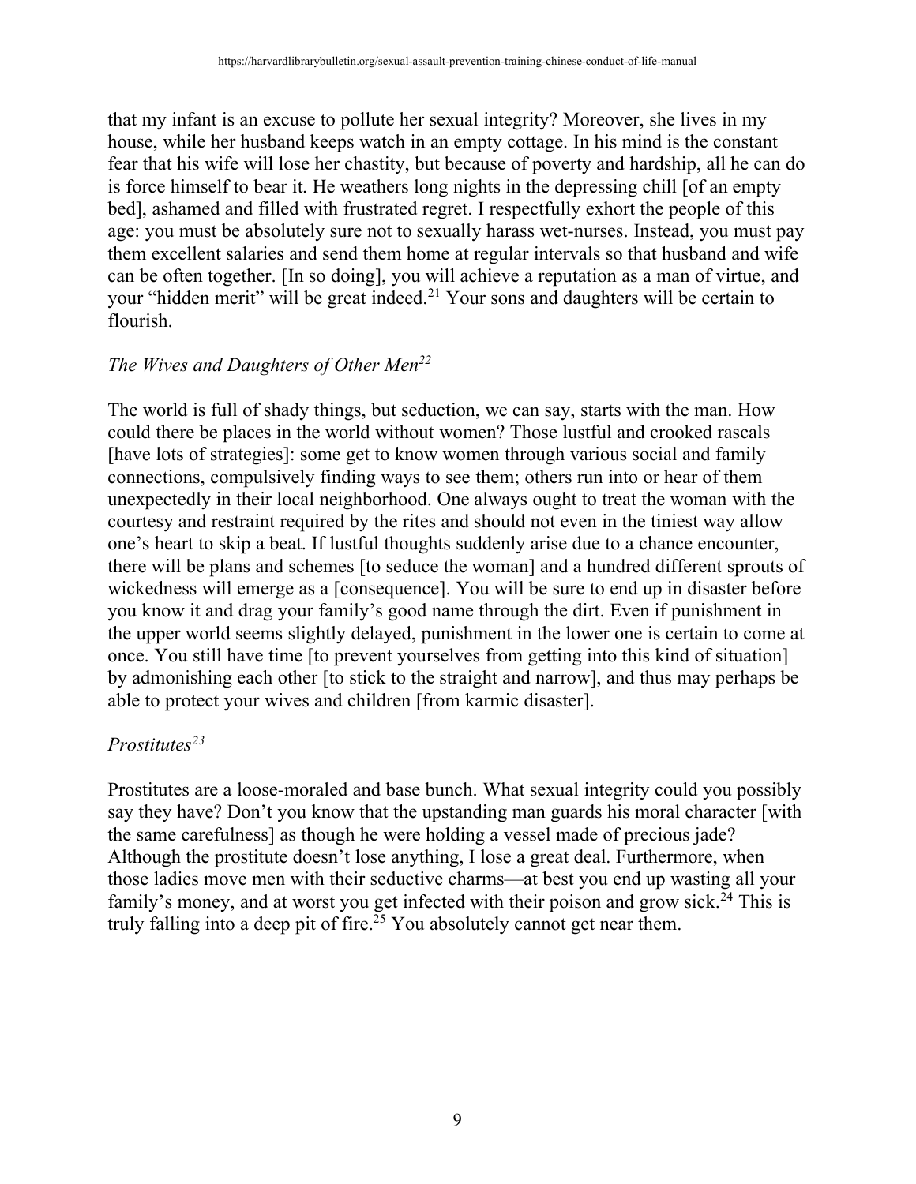that my infant is an excuse to pollute her sexual integrity? Moreover, she lives in my house, while her husband keeps watch in an empty cottage. In his mind is the constant fear that his wife will lose her chastity, but because of poverty and hardship, all he can do is force himself to bear it. He weathers long nights in the depressing chill [of an empty bed], ashamed and filled with frustrated regret. I respectfully exhort the people of this age: you must be absolutely sure not to sexually harass wet-nurses. Instead, you must pay them excellent salaries and send them home at regular intervals so that husband and wife can be often together. [In so doing], you will achieve a reputation as a man of virtue, and your "hidden merit" will be great indeed.[21] Your sons and daughters will be certain to flourish.

### *The Wives and Daughters of Other Men*[22]

The world is full of shady things, but seduction, we can say, starts with the man. How could there be places in the world without women? Those lustful and crooked rascals [have lots of strategies]: some get to know women through various social and family connections, compulsively finding ways to see them; others run into or hear of them unexpectedly in their local neighborhood. One always ought to treat the woman with the courtesy and restraint required by the rites and should not even in the tiniest way allow one's heart to skip a beat. If lustful thoughts suddenly arise due to a chance encounter, there will be plans and schemes [to seduce the woman] and a hundred different sprouts of wickedness will emerge as a [consequence]. You will be sure to end up in disaster before you know it and drag your family's good name through the dirt. Even if punishment in the upper world seems slightly delayed, punishment in the lower one is certain to come at once. You still have time [to prevent yourselves from getting into this kind of situation] by admonishing each other [to stick to the straight and narrow], and thus may perhaps be able to protect your wives and children [from karmic disaster].

### *Prostitutes*[23]

Prostitutes are a loose-moraled and base bunch. What sexual integrity could you possibly say they have? Don't you know that the upstanding man guards his moral character [with the same carefulness] as though he were holding a vessel made of precious jade? Although the prostitute doesn't lose anything, I lose a great deal. Furthermore, when those ladies move men with their seductive charms—at best you end up wasting all your family's money, and at worst you get infected with their poison and grow sick.[24] This is truly falling into a deep pit of fire.[25] You absolutely cannot get near them.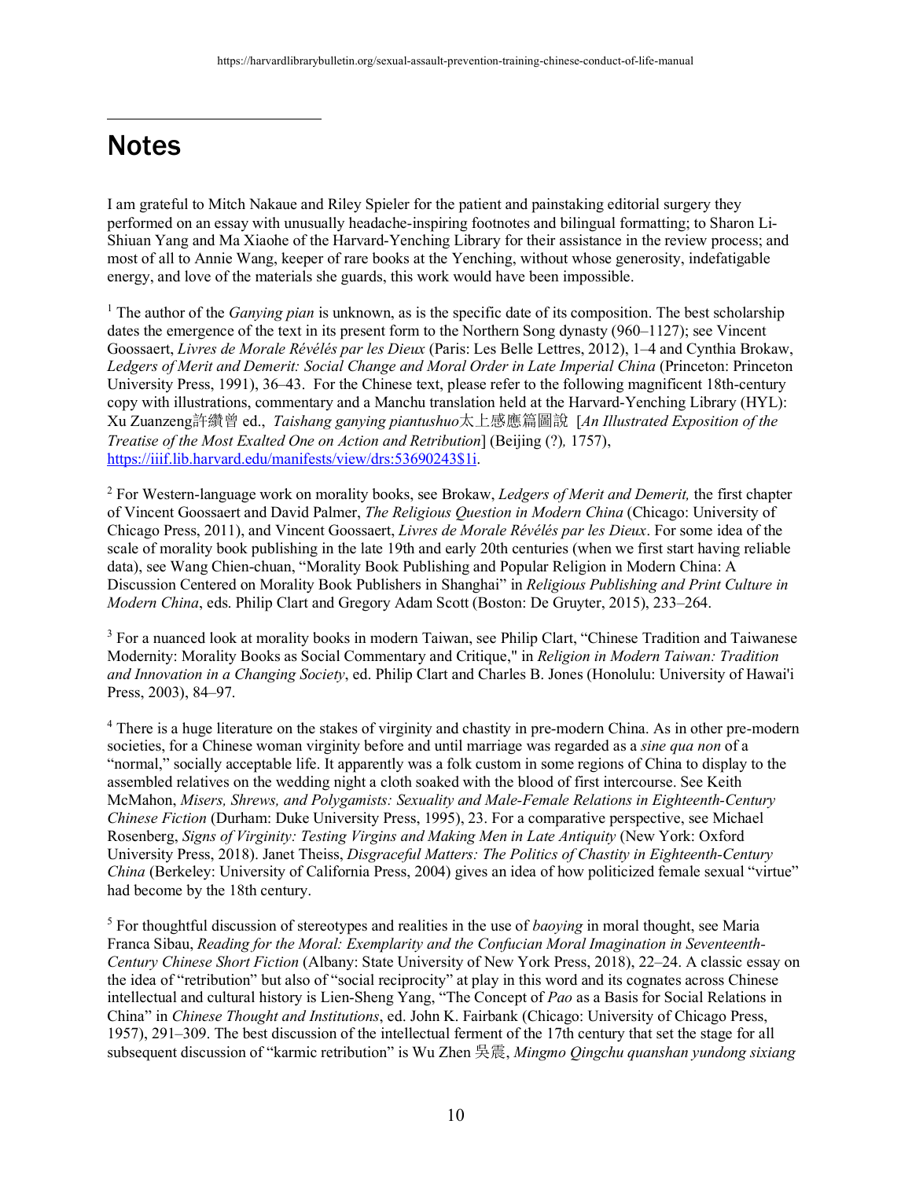## Notes

I am grateful to Mitch Nakaue and Riley Spieler for the patient and painstaking editorial surgery they performed on an essay with unusually headache-inspiring footnotes and bilingual formatting; to Sharon Li-Shiuan Yang and Ma Xiaohe of the Harvard-Yenching Library for their assistance in the review process; and most of all to Annie Wang, keeper of rare books at the Yenching, without whose generosity, indefatigable energy, and love of the materials she guards, this work would have been impossible.

[1] The author of the *Ganying pian* is unknown, as is the specific date of its composition. The best scholarship dates the emergence of the text in its present form to the Northern Song dynasty (960–1127); see Vincent Goossaert, *Livres de Morale Révélés par les Dieux* (Paris: Les Belle Lettres, 2012), 1–4 and Cynthia Brokaw, *Ledgers of Merit and Demerit: Social Change and Moral Order in Late Imperial China* (Princeton: Princeton University Press, 1991), 36–43. For the Chinese text, please refer to the following magnificent 18th-century copy with illustrations, commentary and a Manchu translation held at the Harvard-Yenching Library (HYL): Xu Zuanzeng許纘曾 ed., *Taishang ganying piantushuo*太上感應篇圖說 [*An Illustrated Exposition of the Treatise of the Most Exalted One on Action and Retribution*] (Beijing (?), 1757), https://iiif.lib.harvard.edu/manifests/view/drs:53690243$1i.

[2] For Western-language work on morality books, see Brokaw, *Ledgers of Merit and Demerit,* the first chapter of Vincent Goossaert and David Palmer, *The Religious Question in Modern China* (Chicago: University of Chicago Press, 2011), and Vincent Goossaert, *Livres de Morale Révélés par les Dieux*. For some idea of the scale of morality book publishing in the late 19th and early 20th centuries (when we first start having reliable data), see Wang Chien-chuan, "Morality Book Publishing and Popular Religion in Modern China: A Discussion Centered on Morality Book Publishers in Shanghai" in *Religious Publishing and Print Culture in Modern China*, eds. Philip Clart and Gregory Adam Scott (Boston: De Gruyter, 2015), 233–264.

[3] For a nuanced look at morality books in modern Taiwan, see Philip Clart, "Chinese Tradition and Taiwanese Modernity: Morality Books as Social Commentary and Critique," in *Religion in Modern Taiwan: Tradition and Innovation in a Changing Society*, ed. Philip Clart and Charles B. Jones (Honolulu: University of Hawai'i Press, 2003), 84–97.

[4] There is a huge literature on the stakes of virginity and chastity in pre-modern China. As in other pre-modern societies, for a Chinese woman virginity before and until marriage was regarded as a *sine qua non* of a "normal," socially acceptable life. It apparently was a folk custom in some regions of China to display to the assembled relatives on the wedding night a cloth soaked with the blood of first intercourse. See Keith McMahon, *Misers, Shrews, and Polygamists: Sexuality and Male-Female Relations in Eighteenth-Century Chinese Fiction* (Durham: Duke University Press, 1995), 23. For a comparative perspective, see Michael Rosenberg, *Signs of Virginity: Testing Virgins and Making Men in Late Antiquity* (New York: Oxford University Press, 2018). Janet Theiss, *Disgraceful Matters: The Politics of Chastity in Eighteenth-Century China* (Berkeley: University of California Press, 2004) gives an idea of how politicized female sexual "virtue" had become by the 18th century.

[5] For thoughtful discussion of stereotypes and realities in the use of *baoying* in moral thought, see Maria Franca Sibau, *Reading for the Moral: Exemplarity and the Confucian Moral Imagination in Seventeenth-Century Chinese Short Fiction* (Albany: State University of New York Press, 2018), 22–24. A classic essay on the idea of "retribution" but also of "social reciprocity" at play in this word and its cognates across Chinese intellectual and cultural history is Lien-Sheng Yang, "The Concept of *Pao* as a Basis for Social Relations in China" in *Chinese Thought and Institutions*, ed. John K. Fairbank (Chicago: University of Chicago Press, 1957), 291–309. The best discussion of the intellectual ferment of the 17th century that set the stage for all subsequent discussion of "karmic retribution" is Wu Zhen 吳震, *Mingmo Qingchu quanshan yundong sixiang*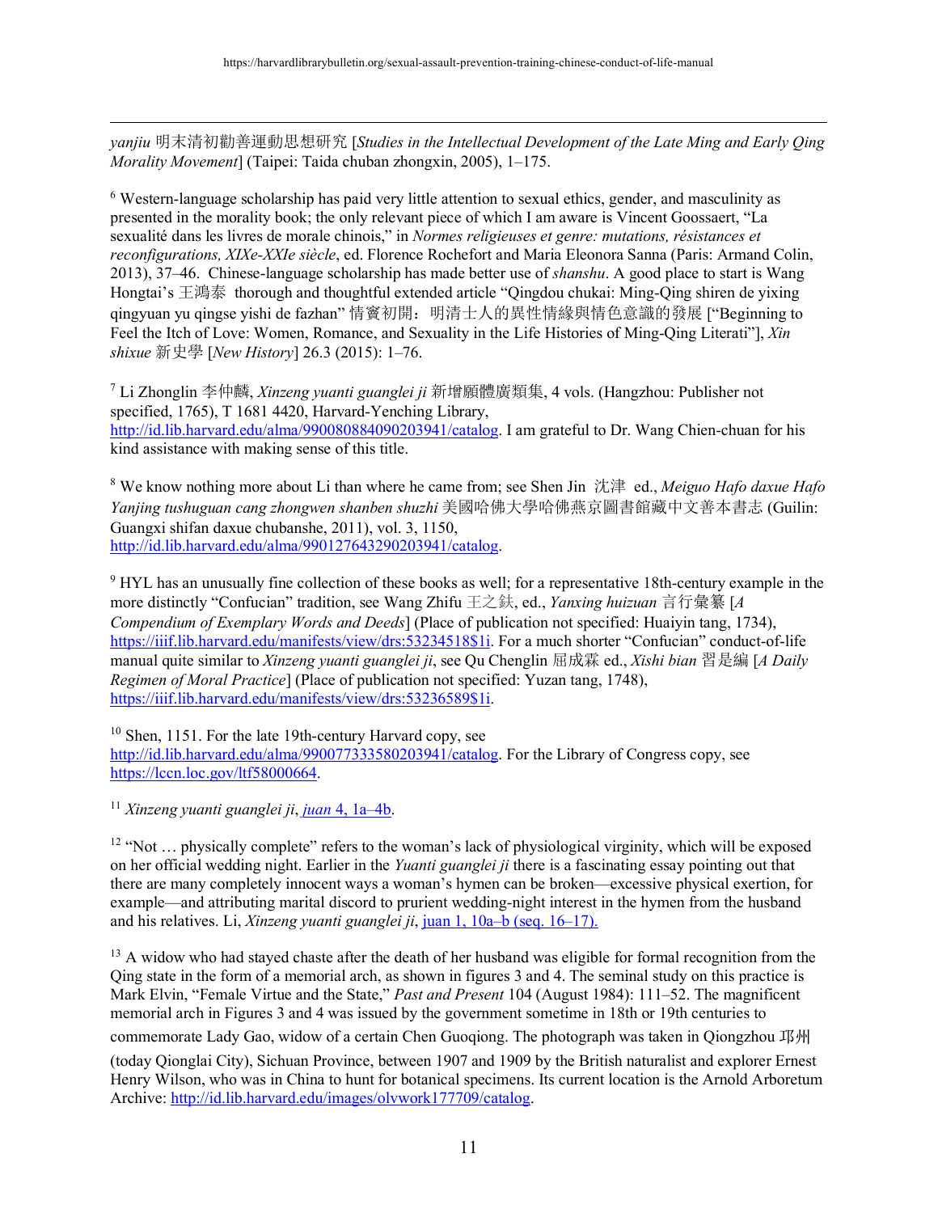*yanjiu* 明末清初勸善運動思想研究 [*Studies in the Intellectual Development of the Late Ming and Early Qing Morality Movement*] (Taipei: Taida chuban zhongxin, 2005), 1–175.

[6] Western-language scholarship has paid very little attention to sexual ethics, gender, and masculinity as presented in the morality book; the only relevant piece of which I am aware is Vincent Goossaert, "La sexualité dans les livres de morale chinois," in *Normes religieuses et genre: mutations, résistances et reconfigurations, XIXe-XXIe siècle*, ed. Florence Rochefort and Maria Eleonora Sanna (Paris: Armand Colin, 2013), 37–46. Chinese-language scholarship has made better use of *shanshu*. A good place to start is Wang Hongtai's 王鴻泰 thorough and thoughtful extended article "Qingdou chukai: Ming-Qing shiren de yixing qingyuan yu qingse yishi de fazhan" 情竇初開：明清士人的異性情緣與情色意識的發展 ["Beginning to Feel the Itch of Love: Women, Romance, and Sexuality in the Life Histories of Ming-Qing Literati"], *Xin shixue* 新史學 [*New History*] 26.3 (2015): 1–76.

[7] Li Zhonglin 李仲麟, *Xinzeng yuanti guanglei ji* 新增願體廣類集, 4 vols. (Hangzhou: Publisher not specified, 1765), T 1681 4420, Harvard-Yenching Library, http://id.lib.harvard.edu/alma/990080884090203941/catalog. I am grateful to Dr. Wang Chien-chuan for his kind assistance with making sense of this title.

[8] We know nothing more about Li than where he came from; see Shen Jin 沈津 ed., *Meiguo Hafo daxue Hafo Yanjing tushuguan cang zhongwen shanben shuzhi* 美國哈佛大學哈佛燕京圖書館藏中文善本書志 (Guilin: Guangxi shifan daxue chubanshe, 2011), vol. 3, 1150, http://id.lib.harvard.edu/alma/990127643290203941/catalog.

[9] HYL has an unusually fine collection of these books as well; for a representative 18th-century example in the more distinctly "Confucian" tradition, see Wang Zhifu 王之鈇, ed., *Yanxing huizuan* 言行彙纂 [*A Compendium of Exemplary Words and Deeds*] (Place of publication not specified: Huaiyin tang, 1734), https://iiif.lib.harvard.edu/manifests/view/drs:53234518$1i. For a much shorter "Confucian" conduct-of-life manual quite similar to *Xinzeng yuanti guanglei ji*, see Qu Chenglin 屈成霖 ed., *Xishi bian* 習是編 [*A Daily Regimen of Moral Practice*] (Place of publication not specified: Yuzan tang, 1748), https://iiif.lib.harvard.edu/manifests/view/drs:53236589$1i.

[10] Shen, 1151. For the late 19th-century Harvard copy, see http://id.lib.harvard.edu/alma/990077333580203941/catalog. For the Library of Congress copy, see https://lccn.loc.gov/ltf58000664.

[11] *Xinzeng yuanti guanglei ji*, *juan* 4, 1a–4b.

[12] "Not … physically complete" refers to the woman's lack of physiological virginity, which will be exposed on her official wedding night. Earlier in the *Yuanti guanglei ji* there is a fascinating essay pointing out that there are many completely innocent ways a woman's hymen can be broken—excessive physical exertion, for example—and attributing marital discord to prurient wedding-night interest in the hymen from the husband and his relatives. Li, *Xinzeng yuanti guanglei ji*, juan 1, 10a–b (seq. 16–17).

[13] A widow who had stayed chaste after the death of her husband was eligible for formal recognition from the Qing state in the form of a memorial arch, as shown in figures 3 and 4. The seminal study on this practice is Mark Elvin, "Female Virtue and the State," *Past and Present* 104 (August 1984): 111–52. The magnificent memorial arch in Figures 3 and 4 was issued by the government sometime in 18th or 19th centuries to commemorate Lady Gao, widow of a certain Chen Guoqiong. The photograph was taken in Qiongzhou 邛州 (today Qionglai City), Sichuan Province, between 1907 and 1909 by the British naturalist and explorer Ernest Henry Wilson, who was in China to hunt for botanical specimens. Its current location is the Arnold Arboretum Archive: http://id.lib.harvard.edu/images/olvwork177709/catalog.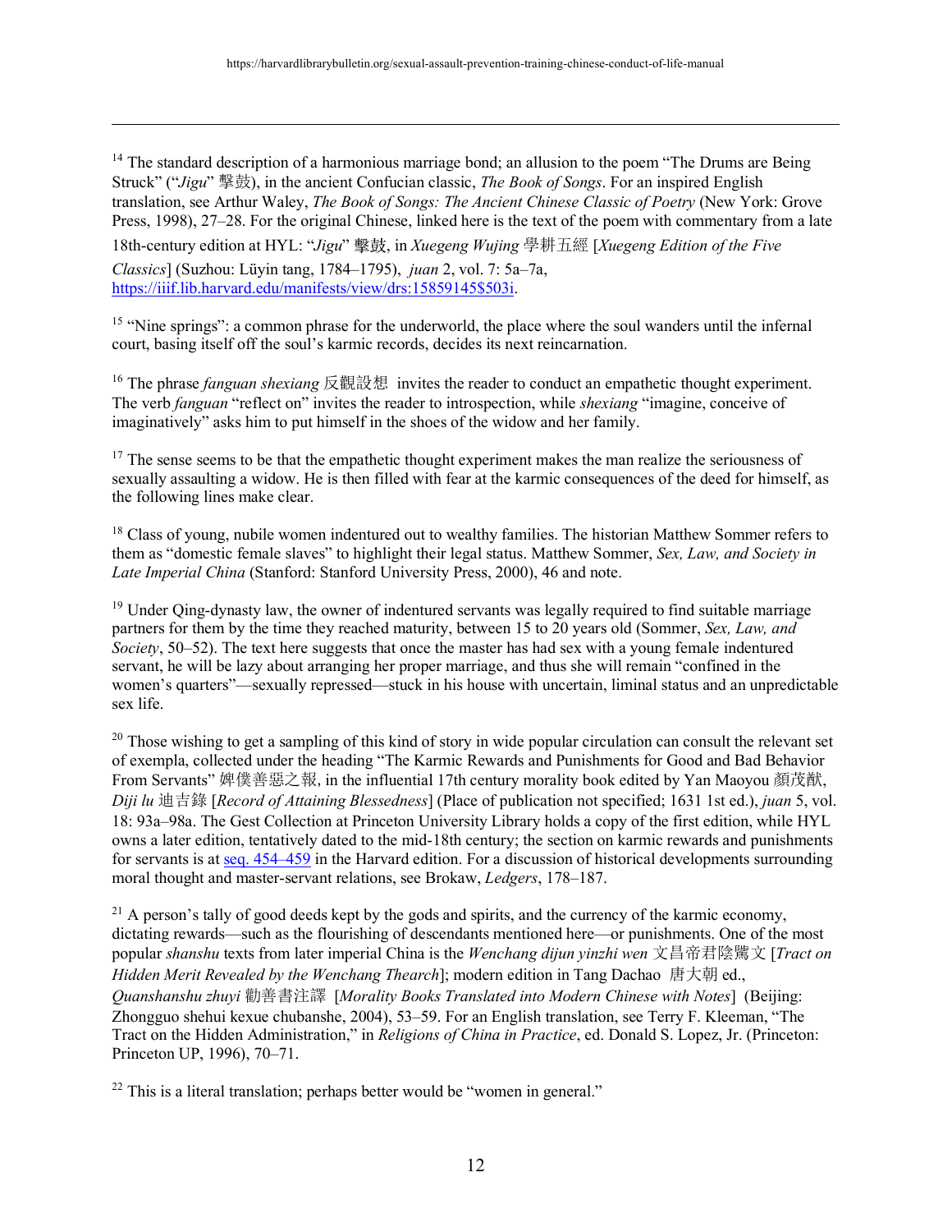[14] The standard description of a harmonious marriage bond; an allusion to the poem "The Drums are Being Struck" ("*Jigu*" 擊鼓), in the ancient Confucian classic, *The Book of Songs*. For an inspired English translation, see Arthur Waley, *The Book of Songs: The Ancient Chinese Classic of Poetry* (New York: Grove Press, 1998), 27–28. For the original Chinese, linked here is the text of the poem with commentary from a late 18th-century edition at HYL: "*Jigu*" 擊鼓, in *Xuegeng Wujing* 學耕五經 [*Xuegeng Edition of the Five Classics*] (Suzhou: Lüyin tang, 1784–1795), *juan* 2, vol. 7: 5a–7a, https://iiif.lib.harvard.edu/manifests/view/drs:15859145$503i.

[15] "Nine springs": a common phrase for the underworld, the place where the soul wanders until the infernal court, basing itself off the soul's karmic records, decides its next reincarnation.

[16] The phrase *fanguan shexiang* 反觀設想 invites the reader to conduct an empathetic thought experiment. The verb *fanguan* "reflect on" invites the reader to introspection, while *shexiang* "imagine, conceive of imaginatively" asks him to put himself in the shoes of the widow and her family.

[17] The sense seems to be that the empathetic thought experiment makes the man realize the seriousness of sexually assaulting a widow. He is then filled with fear at the karmic consequences of the deed for himself, as the following lines make clear.

[18] Class of young, nubile women indentured out to wealthy families. The historian Matthew Sommer refers to them as "domestic female slaves" to highlight their legal status. Matthew Sommer, *Sex, Law, and Society in Late Imperial China* (Stanford: Stanford University Press, 2000), 46 and note.

[19] Under Qing-dynasty law, the owner of indentured servants was legally required to find suitable marriage partners for them by the time they reached maturity, between 15 to 20 years old (Sommer, *Sex, Law, and Society*, 50–52). The text here suggests that once the master has had sex with a young female indentured servant, he will be lazy about arranging her proper marriage, and thus she will remain "confined in the women's quarters"—sexually repressed—stuck in his house with uncertain, liminal status and an unpredictable sex life.

[20] Those wishing to get a sampling of this kind of story in wide popular circulation can consult the relevant set of exempla, collected under the heading "The Karmic Rewards and Punishments for Good and Bad Behavior From Servants" 婢僕善惡之報, in the influential 17th century morality book edited by Yan Maoyou 顏茂猷, *Diji lu* 迪吉錄 [*Record of Attaining Blessedness*] (Place of publication not specified; 1631 1st ed.), *juan* 5, vol. 18: 93a–98a. The Gest Collection at Princeton University Library holds a copy of the first edition, while HYL owns a later edition, tentatively dated to the mid-18th century; the section on karmic rewards and punishments for servants is at seq. 454–459 in the Harvard edition. For a discussion of historical developments surrounding moral thought and master-servant relations, see Brokaw, *Ledgers*, 178–187.

[21] A person's tally of good deeds kept by the gods and spirits, and the currency of the karmic economy, dictating rewards—such as the flourishing of descendants mentioned here—or punishments. One of the most popular *shanshu* texts from later imperial China is the *Wenchang dijun yinzhi wen* 文昌帝君陰騭文 [*Tract on Hidden Merit Revealed by the Wenchang Thearch*]; modern edition in Tang Dachao 唐大朝 ed., *Quanshanshu zhuyi* 勸善書注譯 [*Morality Books Translated into Modern Chinese with Notes*] (Beijing: Zhongguo shehui kexue chubanshe, 2004), 53–59. For an English translation, see Terry F. Kleeman, "The Tract on the Hidden Administration," in *Religions of China in Practice*, ed. Donald S. Lopez, Jr. (Princeton: Princeton UP, 1996), 70–71.

[22] This is a literal translation; perhaps better would be "women in general."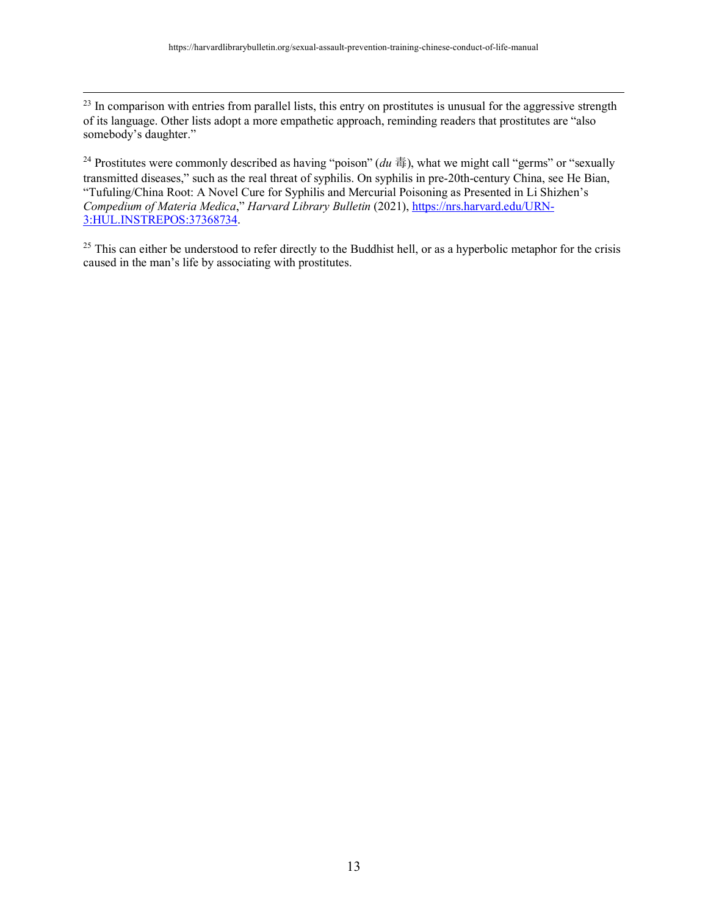[23] In comparison with entries from parallel lists, this entry on prostitutes is unusual for the aggressive strength of its language. Other lists adopt a more empathetic approach, reminding readers that prostitutes are "also somebody's daughter."

[24] Prostitutes were commonly described as having "poison" (*du* 毒), what we might call "germs" or "sexually transmitted diseases," such as the real threat of syphilis. On syphilis in pre-20th-century China, see He Bian, "Tufuling/China Root: A Novel Cure for Syphilis and Mercurial Poisoning as Presented in Li Shizhen's *Compedium of Materia Medica*," *Harvard Library Bulletin* (2021), https://nrs.harvard.edu/URN-3:HUL.INSTREPOS:37368734.

[25] This can either be understood to refer directly to the Buddhist hell, or as a hyperbolic metaphor for the crisis caused in the man's life by associating with prostitutes.